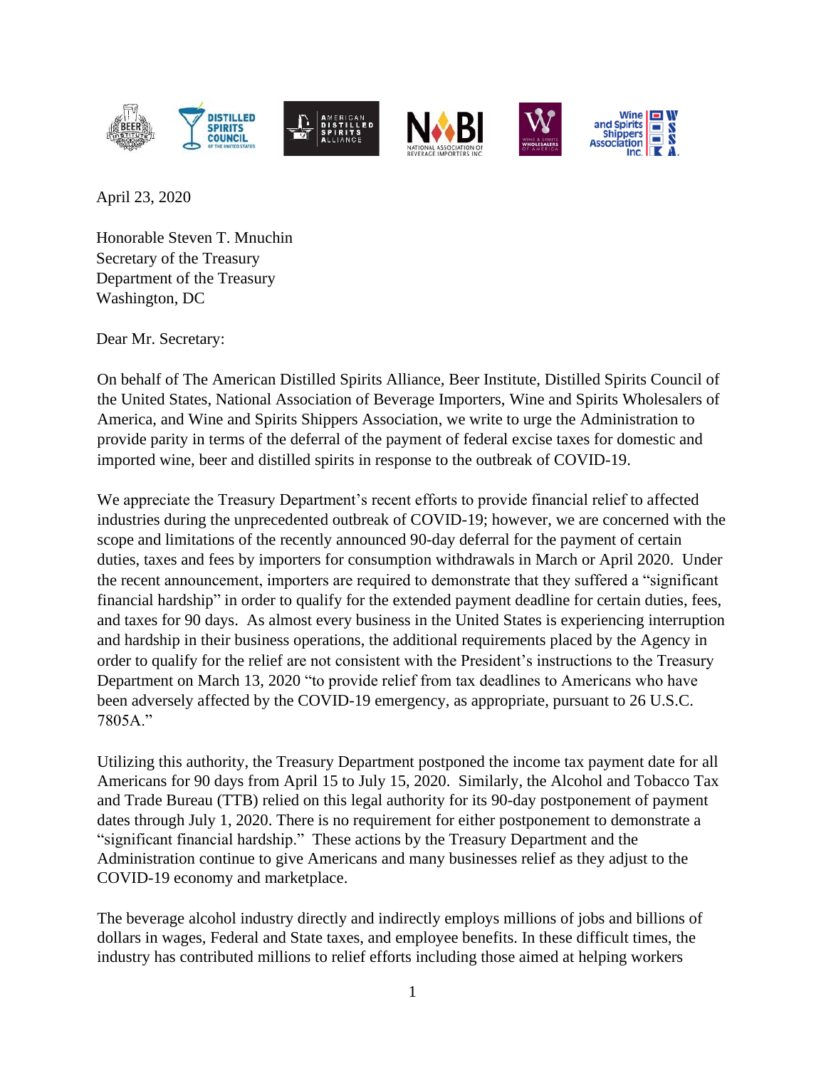April 23, 2020

Honorable Steven T. Mnuchin
Secretary of the Treasury
Department of the Treasury
Washington, DC

Dear Mr. Secretary:

On behalf of The American Distilled Spirits Alliance, Beer Institute, Distilled Spirits Council of the United States, National Association of Beverage Importers, Wine and Spirits Wholesalers of America, and Wine and Spirits Shippers Association, we write to urge the Administration to provide parity in terms of the deferral of the payment of federal excise taxes for domestic and imported wine, beer and distilled spirits in response to the outbreak of COVID-19.

We appreciate the Treasury Department's recent efforts to provide financial relief to affected industries during the unprecedented outbreak of COVID-19; however, we are concerned with the scope and limitations of the recently announced 90-day deferral for the payment of certain duties, taxes and fees by importers for consumption withdrawals in March or April 2020. Under the recent announcement, importers are required to demonstrate that they suffered a "significant financial hardship" in order to qualify for the extended payment deadline for certain duties, fees, and taxes for 90 days. As almost every business in the United States is experiencing interruption and hardship in their business operations, the additional requirements placed by the Agency in order to qualify for the relief are not consistent with the President's instructions to the Treasury Department on March 13, 2020 "to provide relief from tax deadlines to Americans who have been adversely affected by the COVID-19 emergency, as appropriate, pursuant to 26 U.S.C. 7805A."

Utilizing this authority, the Treasury Department postponed the income tax payment date for all Americans for 90 days from April 15 to July 15, 2020. Similarly, the Alcohol and Tobacco Tax and Trade Bureau (TTB) relied on this legal authority for its 90-day postponement of payment dates through July 1, 2020. There is no requirement for either postponement to demonstrate a "significant financial hardship." These actions by the Treasury Department and the Administration continue to give Americans and many businesses relief as they adjust to the COVID-19 economy and marketplace.

The beverage alcohol industry directly and indirectly employs millions of jobs and billions of dollars in wages, Federal and State taxes, and employee benefits. In these difficult times, the industry has contributed millions to relief efforts including those aimed at helping workers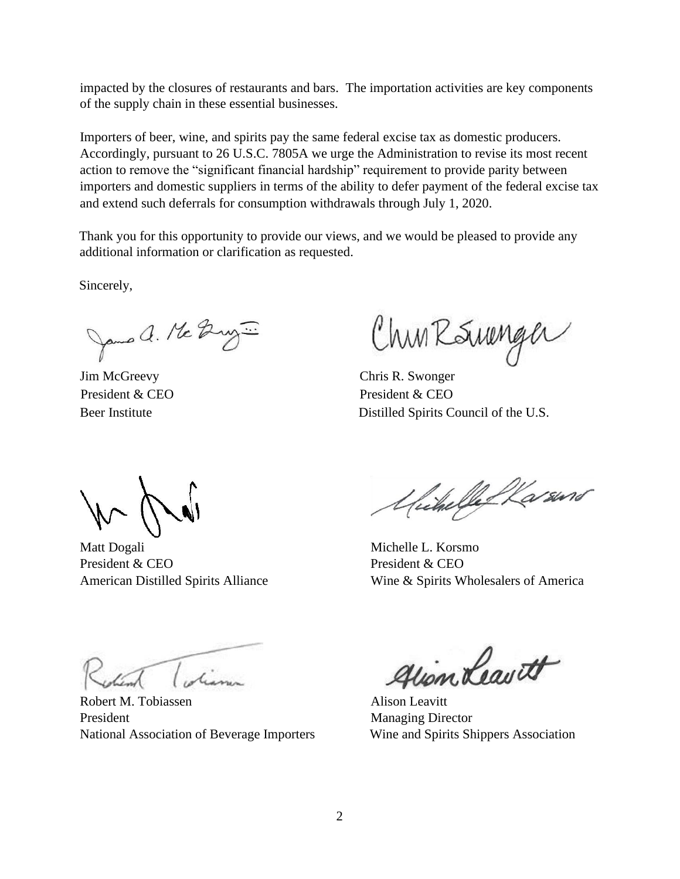impacted by the closures of restaurants and bars. The importation activities are key components of the supply chain in these essential businesses.

Importers of beer, wine, and spirits pay the same federal excise tax as domestic producers. Accordingly, pursuant to 26 U.S.C. 7805A we urge the Administration to revise its most recent action to remove the "significant financial hardship" requirement to provide parity between importers and domestic suppliers in terms of the ability to defer payment of the federal excise tax and extend such deferrals for consumption withdrawals through July 1, 2020.

Thank you for this opportunity to provide our views, and we would be pleased to provide any additional information or clarification as requested.

Sincerely,

Jim McGreevy
President & CEO
Beer Institute

Chris R. Swonger
President & CEO
Distilled Spirits Council of the U.S.

Matt Dogali
President & CEO
American Distilled Spirits Alliance

Michelle L. Korsmo
President & CEO
Wine & Spirits Wholesalers of America

Robert M. Tobiassen
President
National Association of Beverage Importers

Alison Leavitt
Managing Director
Wine and Spirits Shippers Association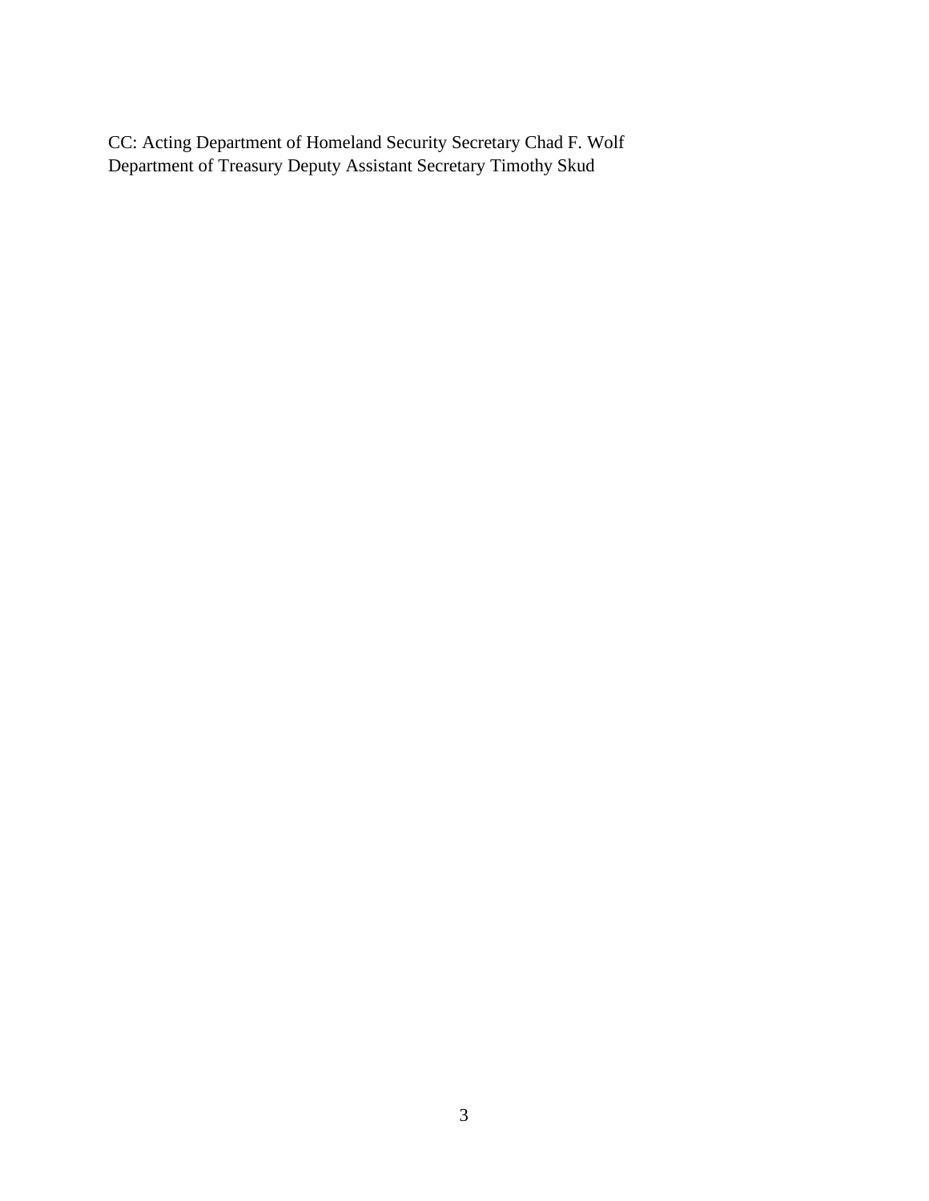CC: Acting Department of Homeland Security Secretary Chad F. Wolf
Department of Treasury Deputy Assistant Secretary Timothy Skud